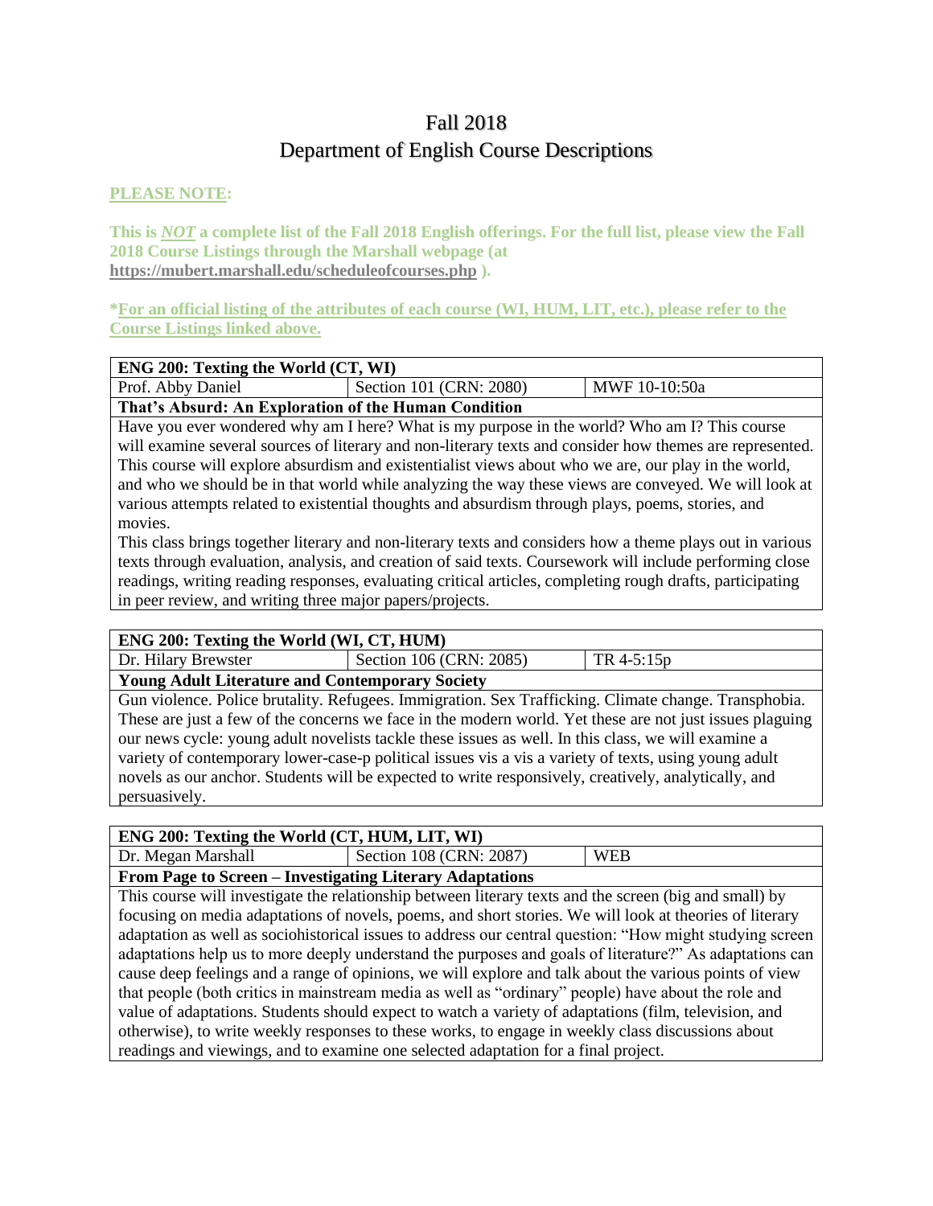# Fall 2018
# Department of English Course Descriptions

**PLEASE NOTE:**

**This is *NOT* a complete list of the Fall 2018 English offerings. For the full list, please view the Fall 2018 Course Listings through the Marshall webpage (at https://mubert.marshall.edu/scheduleofcourses.php ).**

**\*For an official listing of the attributes of each course (WI, HUM, LIT, etc.), please refer to the Course Listings linked above.**

| **ENG 200: Texting the World (CT, WI)** | | |
|---|---|---|
| Prof. Abby Daniel | Section 101 (CRN: 2080) | MWF 10-10:50a |
| **That's Absurd: An Exploration of the Human Condition** | | |
| Have you ever wondered why am I here? What is my purpose in the world? Who am I? This course will examine several sources of literary and non-literary texts and consider how themes are represented. This course will explore absurdism and existentialist views about who we are, our play in the world, and who we should be in that world while analyzing the way these views are conveyed. We will look at various attempts related to existential thoughts and absurdism through plays, poems, stories, and movies. This class brings together literary and non-literary texts and considers how a theme plays out in various texts through evaluation, analysis, and creation of said texts. Coursework will include performing close readings, writing reading responses, evaluating critical articles, completing rough drafts, participating in peer review, and writing three major papers/projects. | | |

| **ENG 200: Texting the World (WI, CT, HUM)** | | |
|---|---|---|
| Dr. Hilary Brewster | Section 106 (CRN: 2085) | TR 4-5:15p |
| **Young Adult Literature and Contemporary Society** | | |
| Gun violence. Police brutality. Refugees. Immigration. Sex Trafficking. Climate change. Transphobia. These are just a few of the concerns we face in the modern world. Yet these are not just issues plaguing our news cycle: young adult novelists tackle these issues as well. In this class, we will examine a variety of contemporary lower-case-p political issues vis a vis a variety of texts, using young adult novels as our anchor. Students will be expected to write responsively, creatively, analytically, and persuasively. | | |

| **ENG 200: Texting the World (CT, HUM, LIT, WI)** | | |
|---|---|---|
| Dr. Megan Marshall | Section 108 (CRN: 2087) | WEB |
| **From Page to Screen – Investigating Literary Adaptations** | | |
| This course will investigate the relationship between literary texts and the screen (big and small) by focusing on media adaptations of novels, poems, and short stories. We will look at theories of literary adaptation as well as sociohistorical issues to address our central question: "How might studying screen adaptations help us to more deeply understand the purposes and goals of literature?" As adaptations can cause deep feelings and a range of opinions, we will explore and talk about the various points of view that people (both critics in mainstream media as well as "ordinary" people) have about the role and value of adaptations. Students should expect to watch a variety of adaptations (film, television, and otherwise), to write weekly responses to these works, to engage in weekly class discussions about readings and viewings, and to examine one selected adaptation for a final project. | | |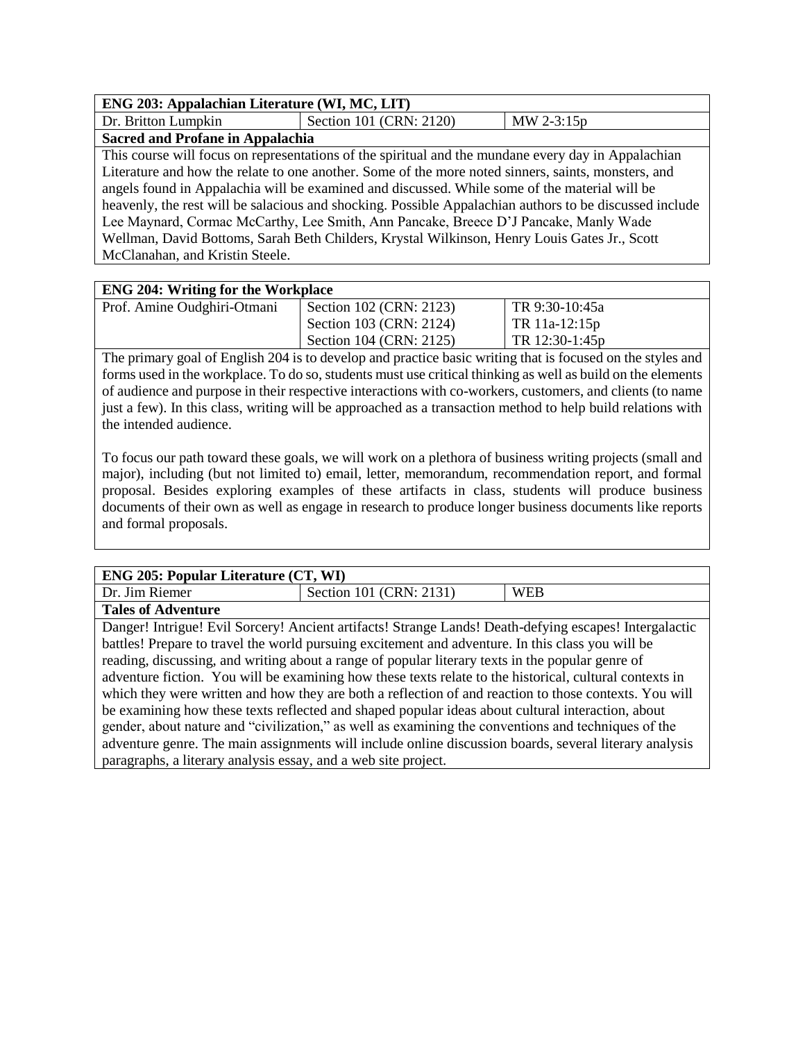| ENG 203: Appalachian Literature (WI, MC, LIT) | | |
|---|---|---|
| Dr. Britton Lumpkin | Section 101 (CRN: 2120) | MW 2-3:15p |

**Sacred and Profane in Appalachia**

This course will focus on representations of the spiritual and the mundane every day in Appalachian Literature and how the relate to one another. Some of the more noted sinners, saints, monsters, and angels found in Appalachia will be examined and discussed. While some of the material will be heavenly, the rest will be salacious and shocking. Possible Appalachian authors to be discussed include Lee Maynard, Cormac McCarthy, Lee Smith, Ann Pancake, Breece D'J Pancake, Manly Wade Wellman, David Bottoms, Sarah Beth Childers, Krystal Wilkinson, Henry Louis Gates Jr., Scott McClanahan, and Kristin Steele.

| ENG 204: Writing for the Workplace | | |
|---|---|---|
| Prof. Amine Oudghiri-Otmani | Section 102 (CRN: 2123) | TR 9:30-10:45a |
| | Section 103 (CRN: 2124) | TR 11a-12:15p |
| | Section 104 (CRN: 2125) | TR 12:30-1:45p |

The primary goal of English 204 is to develop and practice basic writing that is focused on the styles and forms used in the workplace. To do so, students must use critical thinking as well as build on the elements of audience and purpose in their respective interactions with co-workers, customers, and clients (to name just a few). In this class, writing will be approached as a transaction method to help build relations with the intended audience.

To focus our path toward these goals, we will work on a plethora of business writing projects (small and major), including (but not limited to) email, letter, memorandum, recommendation report, and formal proposal. Besides exploring examples of these artifacts in class, students will produce business documents of their own as well as engage in research to produce longer business documents like reports and formal proposals.

| ENG 205: Popular Literature (CT, WI) | | |
|---|---|---|
| Dr. Jim Riemer | Section 101 (CRN: 2131) | WEB |

**Tales of Adventure**

Danger! Intrigue! Evil Sorcery! Ancient artifacts! Strange Lands! Death-defying escapes! Intergalactic battles! Prepare to travel the world pursuing excitement and adventure. In this class you will be reading, discussing, and writing about a range of popular literary texts in the popular genre of adventure fiction. You will be examining how these texts relate to the historical, cultural contexts in which they were written and how they are both a reflection of and reaction to those contexts. You will be examining how these texts reflected and shaped popular ideas about cultural interaction, about gender, about nature and "civilization," as well as examining the conventions and techniques of the adventure genre. The main assignments will include online discussion boards, several literary analysis paragraphs, a literary analysis essay, and a web site project.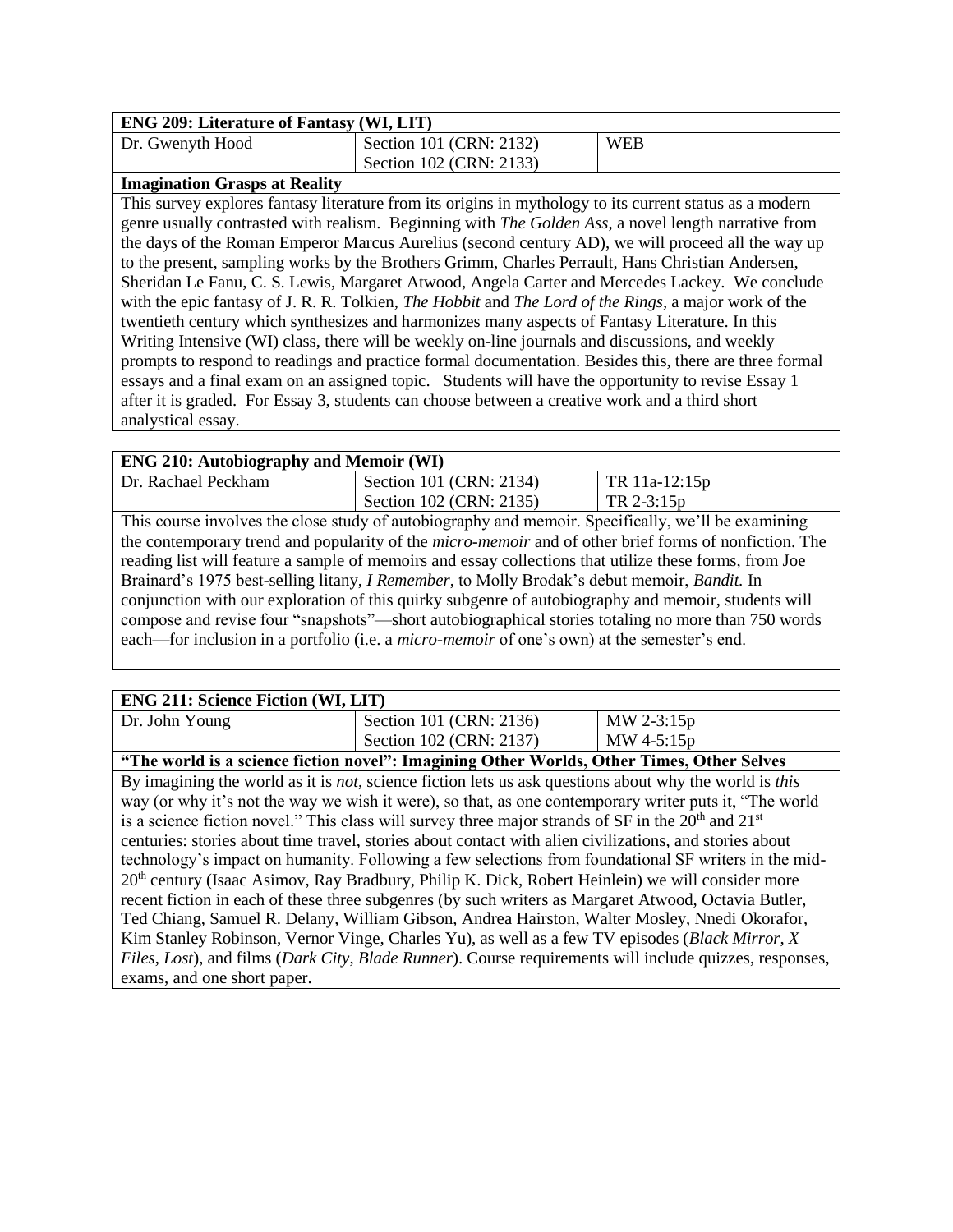| **ENG 209: Literature of Fantasy (WI, LIT)** | | |
|---|---|---|
| Dr. Gwenyth Hood | Section 101 (CRN: 2132)<br>Section 102 (CRN: 2133) | WEB |

**Imagination Grasps at Reality**

This survey explores fantasy literature from its origins in mythology to its current status as a modern genre usually contrasted with realism. Beginning with *The Golden Ass*, a novel length narrative from the days of the Roman Emperor Marcus Aurelius (second century AD), we will proceed all the way up to the present, sampling works by the Brothers Grimm, Charles Perrault, Hans Christian Andersen, Sheridan Le Fanu, C. S. Lewis, Margaret Atwood, Angela Carter and Mercedes Lackey. We conclude with the epic fantasy of J. R. R. Tolkien, *The Hobbit* and *The Lord of the Rings*, a major work of the twentieth century which synthesizes and harmonizes many aspects of Fantasy Literature. In this Writing Intensive (WI) class, there will be weekly on-line journals and discussions, and weekly prompts to respond to readings and practice formal documentation. Besides this, there are three formal essays and a final exam on an assigned topic. Students will have the opportunity to revise Essay 1 after it is graded. For Essay 3, students can choose between a creative work and a third short analystical essay.

| **ENG 210: Autobiography and Memoir (WI)** | | |
|---|---|---|
| Dr. Rachael Peckham | Section 101 (CRN: 2134)<br>Section 102 (CRN: 2135) | TR 11a-12:15p<br>TR 2-3:15p |

This course involves the close study of autobiography and memoir. Specifically, we'll be examining the contemporary trend and popularity of the *micro-memoir* and of other brief forms of nonfiction. The reading list will feature a sample of memoirs and essay collections that utilize these forms, from Joe Brainard's 1975 best-selling litany, *I Remember*, to Molly Brodak's debut memoir, *Bandit.* In conjunction with our exploration of this quirky subgenre of autobiography and memoir, students will compose and revise four "snapshots"—short autobiographical stories totaling no more than 750 words each—for inclusion in a portfolio (i.e. a *micro-memoir* of one's own) at the semester's end.

| **ENG 211: Science Fiction (WI, LIT)** | | |
|---|---|---|
| Dr. John Young | Section 101 (CRN: 2136)<br>Section 102 (CRN: 2137) | MW 2-3:15p<br>MW 4-5:15p |

**"The world is a science fiction novel": Imagining Other Worlds, Other Times, Other Selves**

By imagining the world as it is *not*, science fiction lets us ask questions about why the world is *this* way (or why it's not the way we wish it were), so that, as one contemporary writer puts it, "The world is a science fiction novel." This class will survey three major strands of SF in the 20th and 21st centuries: stories about time travel, stories about contact with alien civilizations, and stories about technology's impact on humanity. Following a few selections from foundational SF writers in the mid-20th century (Isaac Asimov, Ray Bradbury, Philip K. Dick, Robert Heinlein) we will consider more recent fiction in each of these three subgenres (by such writers as Margaret Atwood, Octavia Butler, Ted Chiang, Samuel R. Delany, William Gibson, Andrea Hairston, Walter Mosley, Nnedi Okorafor, Kim Stanley Robinson, Vernor Vinge, Charles Yu), as well as a few TV episodes (*Black Mirror*, *X Files*, *Lost*), and films (*Dark City*, *Blade Runner*). Course requirements will include quizzes, responses, exams, and one short paper.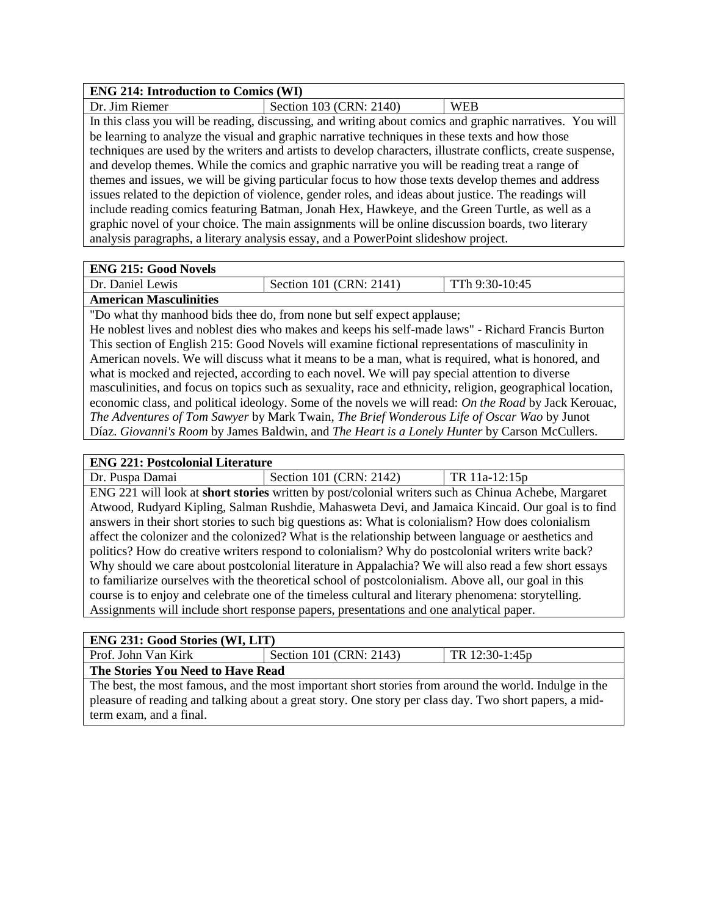| **ENG 214: Introduction to Comics (WI)** | | |
|---|---|---|
| Dr. Jim Riemer | Section 103 (CRN: 2140) | WEB |

In this class you will be reading, discussing, and writing about comics and graphic narratives. You will be learning to analyze the visual and graphic narrative techniques in these texts and how those techniques are used by the writers and artists to develop characters, illustrate conflicts, create suspense, and develop themes. While the comics and graphic narrative you will be reading treat a range of themes and issues, we will be giving particular focus to how those texts develop themes and address issues related to the depiction of violence, gender roles, and ideas about justice. The readings will include reading comics featuring Batman, Jonah Hex, Hawkeye, and the Green Turtle, as well as a graphic novel of your choice. The main assignments will be online discussion boards, two literary analysis paragraphs, a literary analysis essay, and a PowerPoint slideshow project.

| **ENG 215: Good Novels** | | |
|---|---|---|
| Dr. Daniel Lewis | Section 101 (CRN: 2141) | TTh 9:30-10:45 |

**American Masculinities**

"Do what thy manhood bids thee do, from none but self expect applause;
He noblest lives and noblest dies who makes and keeps his self-made laws" - Richard Francis Burton
This section of English 215: Good Novels will examine fictional representations of masculinity in American novels. We will discuss what it means to be a man, what is required, what is honored, and what is mocked and rejected, according to each novel. We will pay special attention to diverse masculinities, and focus on topics such as sexuality, race and ethnicity, religion, geographical location, economic class, and political ideology. Some of the novels we will read: *On the Road* by Jack Kerouac, *The Adventures of Tom Sawyer* by Mark Twain, *The Brief Wonderous Life of Oscar Wao* by Junot Díaz. *Giovanni's Room* by James Baldwin, and *The Heart is a Lonely Hunter* by Carson McCullers.

| **ENG 221: Postcolonial Literature** | | |
|---|---|---|
| Dr. Puspa Damai | Section 101 (CRN: 2142) | TR 11a-12:15p |

ENG 221 will look at **short stories** written by post/colonial writers such as Chinua Achebe, Margaret Atwood, Rudyard Kipling, Salman Rushdie, Mahasweta Devi, and Jamaica Kincaid. Our goal is to find answers in their short stories to such big questions as: What is colonialism? How does colonialism affect the colonizer and the colonized? What is the relationship between language or aesthetics and politics? How do creative writers respond to colonialism? Why do postcolonial writers write back? Why should we care about postcolonial literature in Appalachia? We will also read a few short essays to familiarize ourselves with the theoretical school of postcolonialism. Above all, our goal in this course is to enjoy and celebrate one of the timeless cultural and literary phenomena: storytelling. Assignments will include short response papers, presentations and one analytical paper.

| **ENG 231: Good Stories (WI, LIT)** | | |
|---|---|---|
| Prof. John Van Kirk | Section 101 (CRN: 2143) | TR 12:30-1:45p |

**The Stories You Need to Have Read**

The best, the most famous, and the most important short stories from around the world. Indulge in the pleasure of reading and talking about a great story. One story per class day. Two short papers, a mid-term exam, and a final.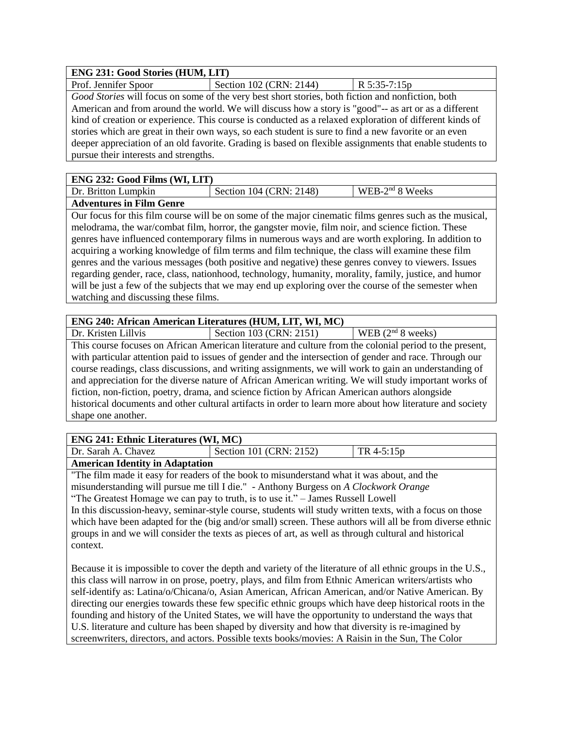| ENG 231: Good Stories (HUM, LIT) | | |
|---|---|---|
| Prof. Jennifer Spoor | Section 102 (CRN: 2144) | R 5:35-7:15p |

*Good Stories* will focus on some of the very best short stories, both fiction and nonfiction, both American and from around the world. We will discuss how a story is "good"-- as art or as a different kind of creation or experience. This course is conducted as a relaxed exploration of different kinds of stories which are great in their own ways, so each student is sure to find a new favorite or an even deeper appreciation of an old favorite. Grading is based on flexible assignments that enable students to pursue their interests and strengths.

| ENG 232: Good Films (WI, LIT) | | |
|---|---|---|
| Dr. Britton Lumpkin | Section 104 (CRN: 2148) | WEB-2nd 8 Weeks |

**Adventures in Film Genre**

Our focus for this film course will be on some of the major cinematic films genres such as the musical, melodrama, the war/combat film, horror, the gangster movie, film noir, and science fiction. These genres have influenced contemporary films in numerous ways and are worth exploring. In addition to acquiring a working knowledge of film terms and film technique, the class will examine these film genres and the various messages (both positive and negative) these genres convey to viewers. Issues regarding gender, race, class, nationhood, technology, humanity, morality, family, justice, and humor will be just a few of the subjects that we may end up exploring over the course of the semester when watching and discussing these films.

| ENG 240: African American Literatures (HUM, LIT, WI, MC) | | |
|---|---|---|
| Dr. Kristen Lillvis | Section 103 (CRN: 2151) | WEB (2nd 8 weeks) |

This course focuses on African American literature and culture from the colonial period to the present, with particular attention paid to issues of gender and the intersection of gender and race. Through our course readings, class discussions, and writing assignments, we will work to gain an understanding of and appreciation for the diverse nature of African American writing. We will study important works of fiction, non-fiction, poetry, drama, and science fiction by African American authors alongside historical documents and other cultural artifacts in order to learn more about how literature and society shape one another.

| ENG 241: Ethnic Literatures (WI, MC) | | |
|---|---|---|
| Dr. Sarah A. Chavez | Section 101 (CRN: 2152) | TR 4-5:15p |

**American Identity in Adaptation**

"The film made it easy for readers of the book to misunderstand what it was about, and the misunderstanding will pursue me till I die." - Anthony Burgess on *A Clockwork Orange*

"The Greatest Homage we can pay to truth, is to use it." – James Russell Lowell

In this discussion-heavy, seminar-style course, students will study written texts, with a focus on those which have been adapted for the (big and/or small) screen. These authors will all be from diverse ethnic groups in and we will consider the texts as pieces of art, as well as through cultural and historical context.

Because it is impossible to cover the depth and variety of the literature of all ethnic groups in the U.S., this class will narrow in on prose, poetry, plays, and film from Ethnic American writers/artists who self-identify as: Latina/o/Chicana/o, Asian American, African American, and/or Native American. By directing our energies towards these few specific ethnic groups which have deep historical roots in the founding and history of the United States, we will have the opportunity to understand the ways that U.S. literature and culture has been shaped by diversity and how that diversity is re-imagined by screenwriters, directors, and actors. Possible texts books/movies: A Raisin in the Sun, The Color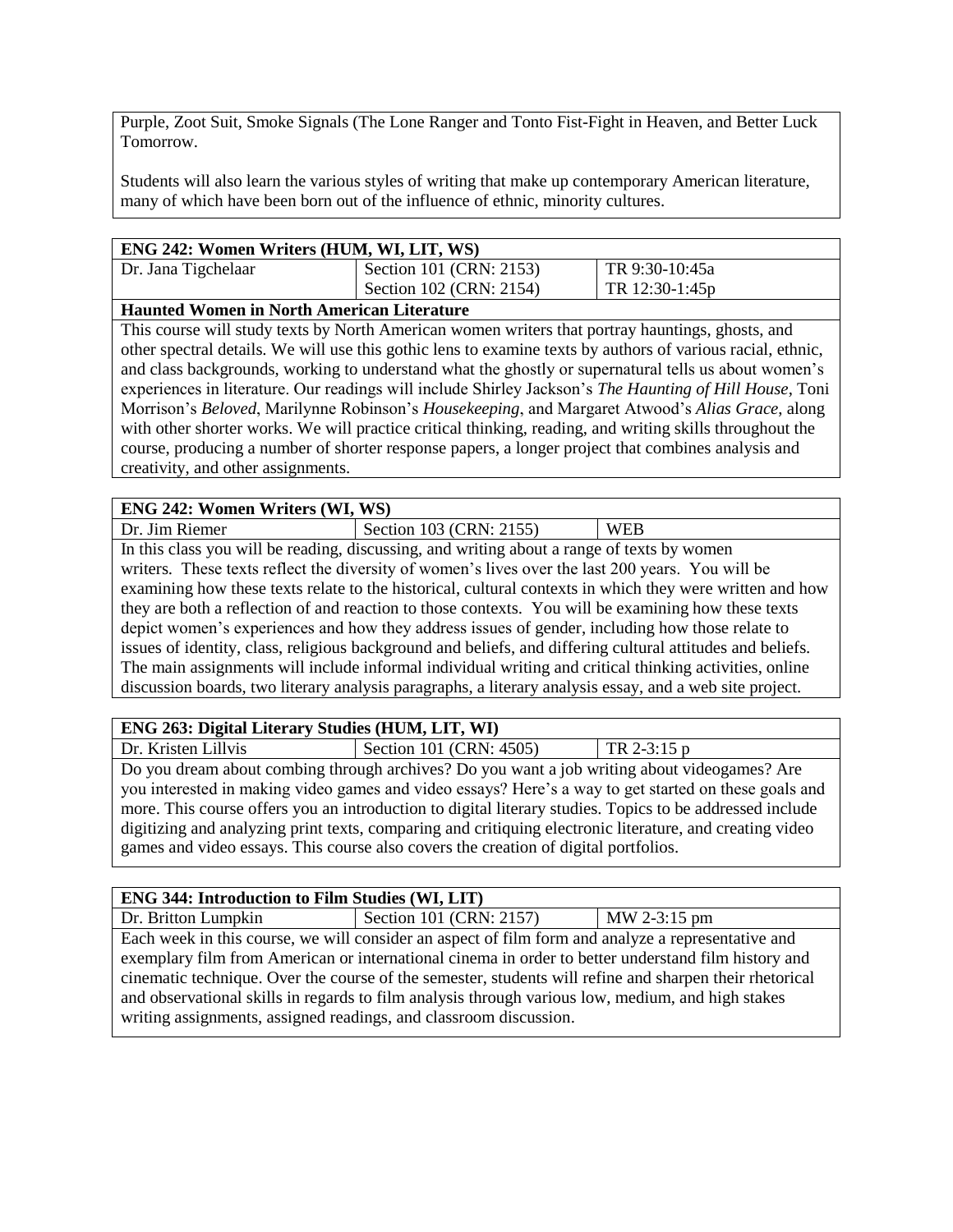Purple, Zoot Suit, Smoke Signals (The Lone Ranger and Tonto Fist-Fight in Heaven, and Better Luck Tomorrow.

Students will also learn the various styles of writing that make up contemporary American literature, many of which have been born out of the influence of ethnic, minority cultures.

| **ENG 242: Women Writers (HUM, WI, LIT, WS)** | | |
| --- | --- | --- |
| Dr. Jana Tigchelaar | Section 101 (CRN: 2153)<br>Section 102 (CRN: 2154) | TR 9:30-10:45a<br>TR 12:30-1:45p |

**Haunted Women in North American Literature**

This course will study texts by North American women writers that portray hauntings, ghosts, and other spectral details. We will use this gothic lens to examine texts by authors of various racial, ethnic, and class backgrounds, working to understand what the ghostly or supernatural tells us about women's experiences in literature. Our readings will include Shirley Jackson's *The Haunting of Hill House*, Toni Morrison's *Beloved*, Marilynne Robinson's *Housekeeping*, and Margaret Atwood's *Alias Grace*, along with other shorter works. We will practice critical thinking, reading, and writing skills throughout the course, producing a number of shorter response papers, a longer project that combines analysis and creativity, and other assignments.

| **ENG 242: Women Writers (WI, WS)** | | |
| --- | --- | --- |
| Dr. Jim Riemer | Section 103 (CRN: 2155) | WEB |

In this class you will be reading, discussing, and writing about a range of texts by women writers. These texts reflect the diversity of women's lives over the last 200 years. You will be examining how these texts relate to the historical, cultural contexts in which they were written and how they are both a reflection of and reaction to those contexts. You will be examining how these texts depict women's experiences and how they address issues of gender, including how those relate to issues of identity, class, religious background and beliefs, and differing cultural attitudes and beliefs. The main assignments will include informal individual writing and critical thinking activities, online discussion boards, two literary analysis paragraphs, a literary analysis essay, and a web site project.

| **ENG 263: Digital Literary Studies (HUM, LIT, WI)** | | |
| --- | --- | --- |
| Dr. Kristen Lillvis | Section 101 (CRN: 4505) | TR 2-3:15 p |

Do you dream about combing through archives? Do you want a job writing about videogames? Are you interested in making video games and video essays? Here's a way to get started on these goals and more. This course offers you an introduction to digital literary studies. Topics to be addressed include digitizing and analyzing print texts, comparing and critiquing electronic literature, and creating video games and video essays. This course also covers the creation of digital portfolios.

| **ENG 344: Introduction to Film Studies (WI, LIT)** | | |
| --- | --- | --- |
| Dr. Britton Lumpkin | Section 101 (CRN: 2157) | MW 2-3:15 pm |

Each week in this course, we will consider an aspect of film form and analyze a representative and exemplary film from American or international cinema in order to better understand film history and cinematic technique. Over the course of the semester, students will refine and sharpen their rhetorical and observational skills in regards to film analysis through various low, medium, and high stakes writing assignments, assigned readings, and classroom discussion.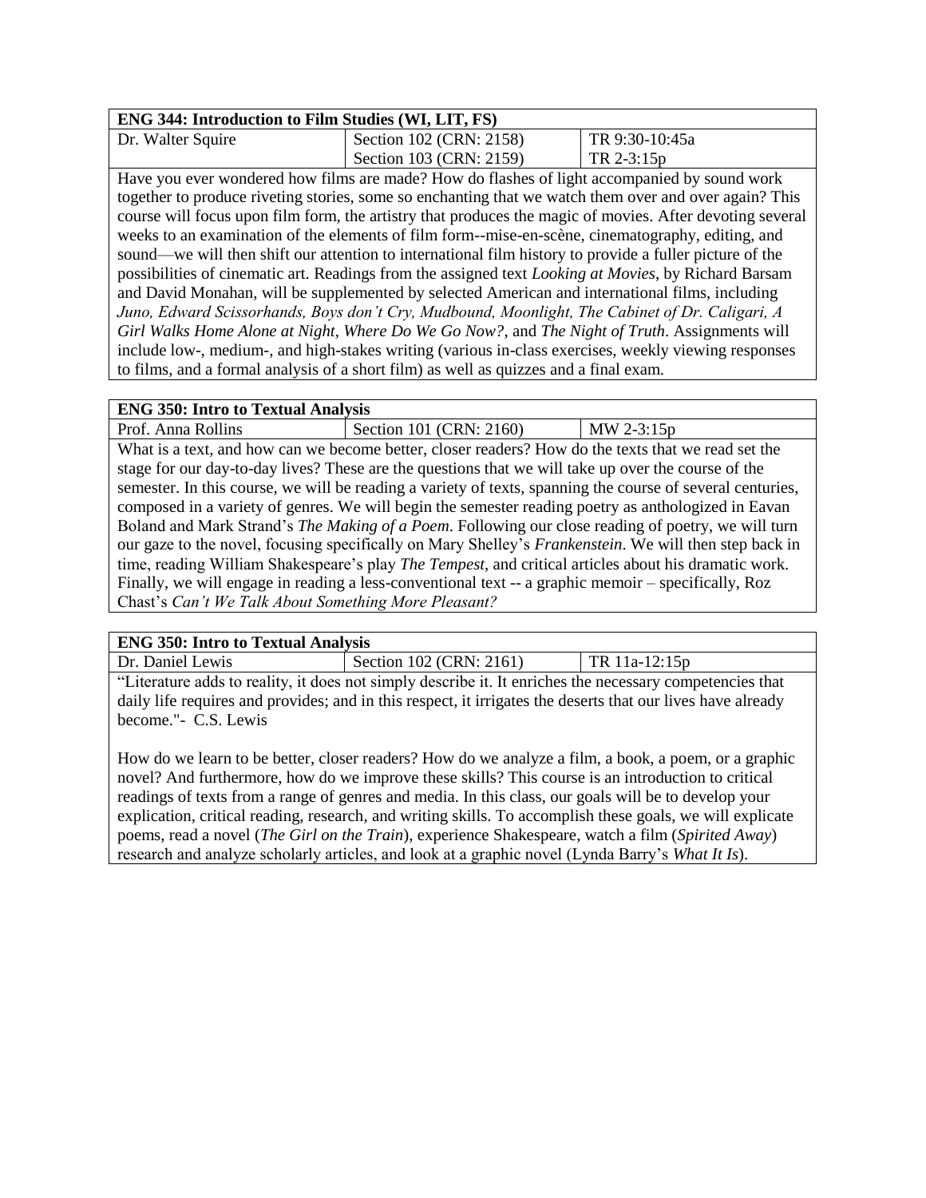| ENG 344: Introduction to Film Studies (WI, LIT, FS) | | |
|---|---|---|
| Dr. Walter Squire | Section 102 (CRN: 2158)<br>Section 103 (CRN: 2159) | TR 9:30-10:45a<br>TR 2-3:15p |

Have you ever wondered how films are made? How do flashes of light accompanied by sound work together to produce riveting stories, some so enchanting that we watch them over and over again? This course will focus upon film form, the artistry that produces the magic of movies. After devoting several weeks to an examination of the elements of film form--mise-en-scène, cinematography, editing, and sound—we will then shift our attention to international film history to provide a fuller picture of the possibilities of cinematic art. Readings from the assigned text *Looking at Movies*, by Richard Barsam and David Monahan, will be supplemented by selected American and international films, including *Juno, Edward Scissorhands, Boys don't Cry, Mudbound, Moonlight, The Cabinet of Dr. Caligari, A Girl Walks Home Alone at Night, Where Do We Go Now?,* and *The Night of Truth*. Assignments will include low-, medium-, and high-stakes writing (various in-class exercises, weekly viewing responses to films, and a formal analysis of a short film) as well as quizzes and a final exam.

| ENG 350: Intro to Textual Analysis | | |
|---|---|---|
| Prof. Anna Rollins | Section 101 (CRN: 2160) | MW 2-3:15p |

What is a text, and how can we become better, closer readers? How do the texts that we read set the stage for our day-to-day lives? These are the questions that we will take up over the course of the semester. In this course, we will be reading a variety of texts, spanning the course of several centuries, composed in a variety of genres. We will begin the semester reading poetry as anthologized in Eavan Boland and Mark Strand's *The Making of a Poem*. Following our close reading of poetry, we will turn our gaze to the novel, focusing specifically on Mary Shelley's *Frankenstein*. We will then step back in time, reading William Shakespeare's play *The Tempest*, and critical articles about his dramatic work. Finally, we will engage in reading a less-conventional text -- a graphic memoir – specifically, Roz Chast's *Can't We Talk About Something More Pleasant?*

| ENG 350: Intro to Textual Analysis | | |
|---|---|---|
| Dr. Daniel Lewis | Section 102 (CRN: 2161) | TR 11a-12:15p |

"Literature adds to reality, it does not simply describe it. It enriches the necessary competencies that daily life requires and provides; and in this respect, it irrigates the deserts that our lives have already become."- C.S. Lewis

How do we learn to be better, closer readers? How do we analyze a film, a book, a poem, or a graphic novel? And furthermore, how do we improve these skills? This course is an introduction to critical readings of texts from a range of genres and media. In this class, our goals will be to develop your explication, critical reading, research, and writing skills. To accomplish these goals, we will explicate poems, read a novel (*The Girl on the Train*), experience Shakespeare, watch a film (*Spirited Away*) research and analyze scholarly articles, and look at a graphic novel (Lynda Barry's *What It Is*).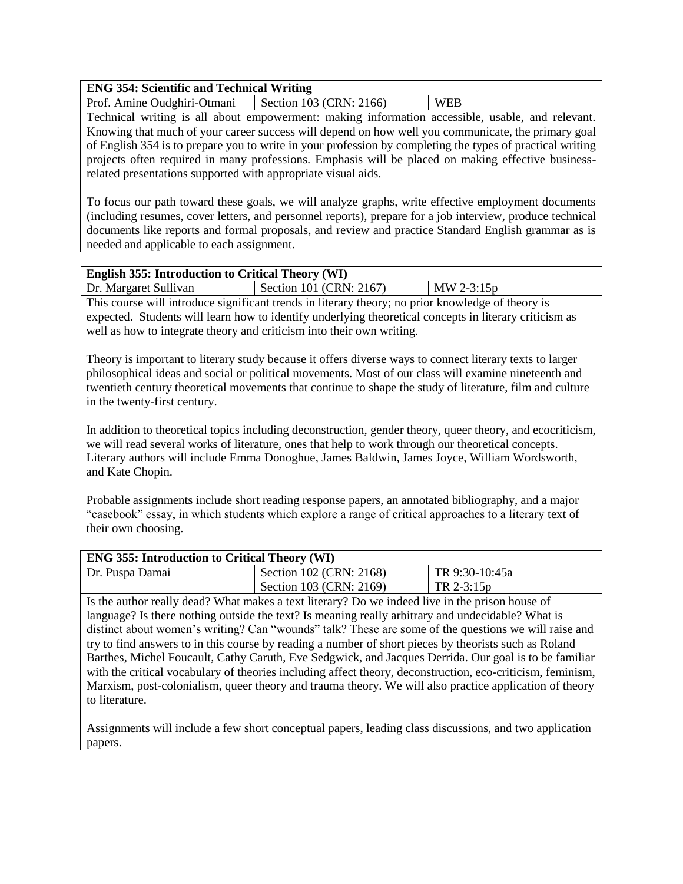| ENG 354: Scientific and Technical Writing | | |
|---|---|---|
| Prof. Amine Oudghiri-Otmani | Section 103 (CRN: 2166) | WEB |

Technical writing is all about empowerment: making information accessible, usable, and relevant. Knowing that much of your career success will depend on how well you communicate, the primary goal of English 354 is to prepare you to write in your profession by completing the types of practical writing projects often required in many professions. Emphasis will be placed on making effective business-related presentations supported with appropriate visual aids.

To focus our path toward these goals, we will analyze graphs, write effective employment documents (including resumes, cover letters, and personnel reports), prepare for a job interview, produce technical documents like reports and formal proposals, and review and practice Standard English grammar as is needed and applicable to each assignment.

| English 355: Introduction to Critical Theory (WI) | | |
|---|---|---|
| Dr. Margaret Sullivan | Section 101 (CRN: 2167) | MW 2-3:15p |

This course will introduce significant trends in literary theory; no prior knowledge of theory is expected. Students will learn how to identify underlying theoretical concepts in literary criticism as well as how to integrate theory and criticism into their own writing.

Theory is important to literary study because it offers diverse ways to connect literary texts to larger philosophical ideas and social or political movements. Most of our class will examine nineteenth and twentieth century theoretical movements that continue to shape the study of literature, film and culture in the twenty-first century.

In addition to theoretical topics including deconstruction, gender theory, queer theory, and ecocriticism, we will read several works of literature, ones that help to work through our theoretical concepts. Literary authors will include Emma Donoghue, James Baldwin, James Joyce, William Wordsworth, and Kate Chopin.

Probable assignments include short reading response papers, an annotated bibliography, and a major "casebook" essay, in which students which explore a range of critical approaches to a literary text of their own choosing.

| ENG 355: Introduction to Critical Theory (WI) | | |
|---|---|---|
| Dr. Puspa Damai | Section 102 (CRN: 2168) | TR 9:30-10:45a |
| | Section 103 (CRN: 2169) | TR 2-3:15p |

Is the author really dead? What makes a text literary? Do we indeed live in the prison house of language? Is there nothing outside the text? Is meaning really arbitrary and undecidable? What is distinct about women's writing? Can "wounds" talk? These are some of the questions we will raise and try to find answers to in this course by reading a number of short pieces by theorists such as Roland Barthes, Michel Foucault, Cathy Caruth, Eve Sedgwick, and Jacques Derrida. Our goal is to be familiar with the critical vocabulary of theories including affect theory, deconstruction, eco-criticism, feminism, Marxism, post-colonialism, queer theory and trauma theory. We will also practice application of theory to literature.

Assignments will include a few short conceptual papers, leading class discussions, and two application papers.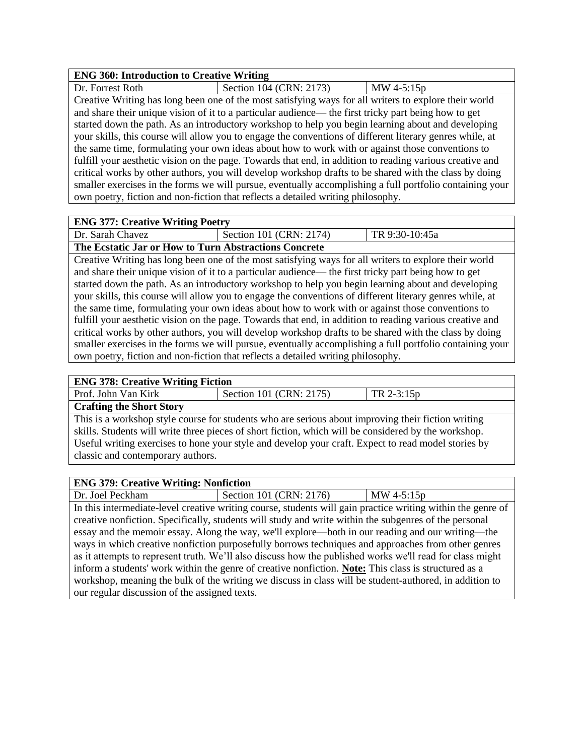| ENG 360: Introduction to Creative Writing | | |
|---|---|---|
| Dr. Forrest Roth | Section 104 (CRN: 2173) | MW 4-5:15p |

Creative Writing has long been one of the most satisfying ways for all writers to explore their world and share their unique vision of it to a particular audience— the first tricky part being how to get started down the path. As an introductory workshop to help you begin learning about and developing your skills, this course will allow you to engage the conventions of different literary genres while, at the same time, formulating your own ideas about how to work with or against those conventions to fulfill your aesthetic vision on the page. Towards that end, in addition to reading various creative and critical works by other authors, you will develop workshop drafts to be shared with the class by doing smaller exercises in the forms we will pursue, eventually accomplishing a full portfolio containing your own poetry, fiction and non-fiction that reflects a detailed writing philosophy.

| ENG 377: Creative Writing Poetry | | |
|---|---|---|
| Dr. Sarah Chavez | Section 101 (CRN: 2174) | TR 9:30-10:45a |

**The Ecstatic Jar or How to Turn Abstractions Concrete**

Creative Writing has long been one of the most satisfying ways for all writers to explore their world and share their unique vision of it to a particular audience— the first tricky part being how to get started down the path. As an introductory workshop to help you begin learning about and developing your skills, this course will allow you to engage the conventions of different literary genres while, at the same time, formulating your own ideas about how to work with or against those conventions to fulfill your aesthetic vision on the page. Towards that end, in addition to reading various creative and critical works by other authors, you will develop workshop drafts to be shared with the class by doing smaller exercises in the forms we will pursue, eventually accomplishing a full portfolio containing your own poetry, fiction and non-fiction that reflects a detailed writing philosophy.

| ENG 378: Creative Writing Fiction | | |
|---|---|---|
| Prof. John Van Kirk | Section 101 (CRN: 2175) | TR 2-3:15p |

**Crafting the Short Story**

This is a workshop style course for students who are serious about improving their fiction writing skills. Students will write three pieces of short fiction, which will be considered by the workshop. Useful writing exercises to hone your style and develop your craft. Expect to read model stories by classic and contemporary authors.

| ENG 379: Creative Writing: Nonfiction | | |
|---|---|---|
| Dr. Joel Peckham | Section 101 (CRN: 2176) | MW 4-5:15p |

In this intermediate-level creative writing course, students will gain practice writing within the genre of creative nonfiction. Specifically, students will study and write within the subgenres of the personal essay and the memoir essay. Along the way, we'll explore—both in our reading and our writing—the ways in which creative nonfiction purposefully borrows techniques and approaches from other genres as it attempts to represent truth. We'll also discuss how the published works we'll read for class might inform a students' work within the genre of creative nonfiction. **Note:** This class is structured as a workshop, meaning the bulk of the writing we discuss in class will be student-authored, in addition to our regular discussion of the assigned texts.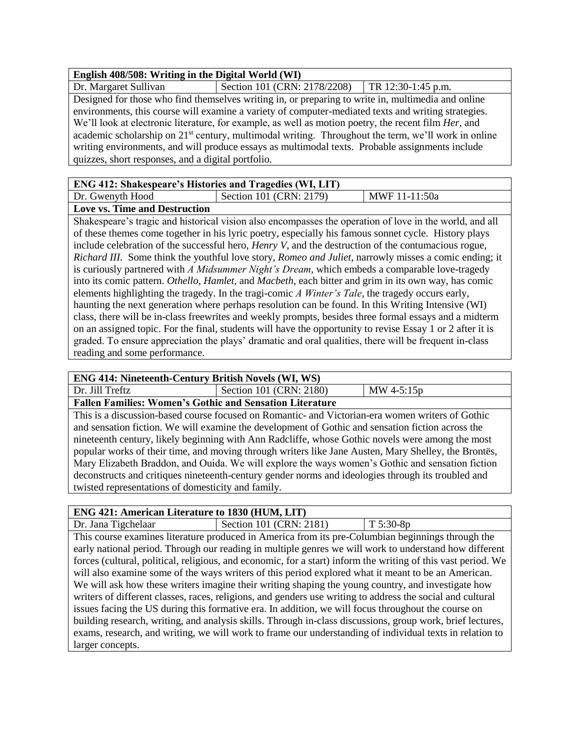| **English 408/508: Writing in the Digital World (WI)** | | |
|---|---|---|
| Dr. Margaret Sullivan | Section 101 (CRN: 2178/2208) | TR 12:30-1:45 p.m. |
| Designed for those who find themselves writing in, or preparing to write in, multimedia and online environments, this course will examine a variety of computer-mediated texts and writing strategies. We'll look at electronic literature, for example, as well as motion poetry, the recent film *Her*, and academic scholarship on 21st century, multimodal writing. Throughout the term, we'll work in online writing environments, and will produce essays as multimodal texts. Probable assignments include quizzes, short responses, and a digital portfolio. | | |

| **ENG 412: Shakespeare's Histories and Tragedies (WI, LIT)** | | |
|---|---|---|
| Dr. Gwenyth Hood | Section 101 (CRN: 2179) | MWF 11-11:50a |
| **Love vs. Time and Destruction** | | |
| Shakespeare's tragic and historical vision also encompasses the operation of love in the world, and all of these themes come together in his lyric poetry, especially his famous sonnet cycle. History plays include celebration of the successful hero, *Henry V*, and the destruction of the contumacious rogue, *Richard III*. Some think the youthful love story, *Romeo and Juliet*, narrowly misses a comic ending; it is curiously partnered with *A Midsummer Night's Dream*, which embeds a comparable love-tragedy into its comic pattern. *Othello*, *Hamlet*, and *Macbeth*, each bitter and grim in its own way, has comic elements highlighting the tragedy. In the tragi-comic *A Winter's Tale*, the tragedy occurs early, haunting the next generation where perhaps resolution can be found. In this Writing Intensive (WI) class, there will be in-class freewrites and weekly prompts, besides three formal essays and a midterm on an assigned topic. For the final, students will have the opportunity to revise Essay 1 or 2 after it is graded. To ensure appreciation the plays' dramatic and oral qualities, there will be frequent in-class reading and some performance. | | |

| **ENG 414: Nineteenth-Century British Novels (WI, WS)** | | |
|---|---|---|
| Dr. Jill Treftz | Section 101 (CRN: 2180) | MW 4-5:15p |
| **Fallen Families: Women's Gothic and Sensation Literature** | | |
| This is a discussion-based course focused on Romantic- and Victorian-era women writers of Gothic and sensation fiction. We will examine the development of Gothic and sensation fiction across the nineteenth century, likely beginning with Ann Radcliffe, whose Gothic novels were among the most popular works of their time, and moving through writers like Jane Austen, Mary Shelley, the Brontës, Mary Elizabeth Braddon, and Ouida. We will explore the ways women's Gothic and sensation fiction deconstructs and critiques nineteenth-century gender norms and ideologies through its troubled and twisted representations of domesticity and family. | | |

| **ENG 421: American Literature to 1830 (HUM, LIT)** | | |
|---|---|---|
| Dr. Jana Tigchelaar | Section 101 (CRN: 2181) | T 5:30-8p |
| This course examines literature produced in America from its pre-Columbian beginnings through the early national period. Through our reading in multiple genres we will work to understand how different forces (cultural, political, religious, and economic, for a start) inform the writing of this vast period. We will also examine some of the ways writers of this period explored what it meant to be an American. We will ask how these writers imagine their writing shaping the young country, and investigate how writers of different classes, races, religions, and genders use writing to address the social and cultural issues facing the US during this formative era. In addition, we will focus throughout the course on building research, writing, and analysis skills. Through in-class discussions, group work, brief lectures, exams, research, and writing, we will work to frame our understanding of individual texts in relation to larger concepts. | | |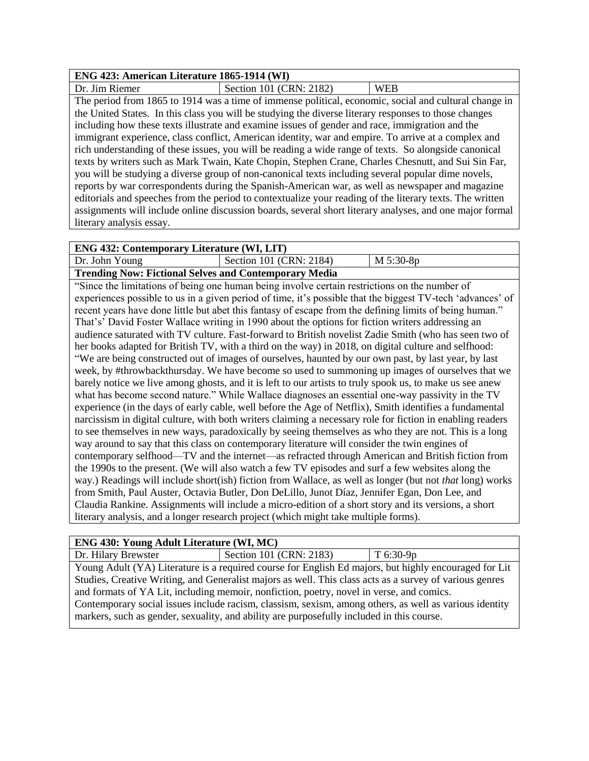| ENG 423: American Literature 1865-1914 (WI) | | |
|---|---|---|
| Dr. Jim Riemer | Section 101 (CRN: 2182) | WEB |

The period from 1865 to 1914 was a time of immense political, economic, social and cultural change in the United States. In this class you will be studying the diverse literary responses to those changes including how these texts illustrate and examine issues of gender and race, immigration and the immigrant experience, class conflict, American identity, war and empire. To arrive at a complex and rich understanding of these issues, you will be reading a wide range of texts. So alongside canonical texts by writers such as Mark Twain, Kate Chopin, Stephen Crane, Charles Chesnutt, and Sui Sin Far, you will be studying a diverse group of non-canonical texts including several popular dime novels, reports by war correspondents during the Spanish-American war, as well as newspaper and magazine editorials and speeches from the period to contextualize your reading of the literary texts. The written assignments will include online discussion boards, several short literary analyses, and one major formal literary analysis essay.

| ENG 432: Contemporary Literature (WI, LIT) | | |
|---|---|---|
| Dr. John Young | Section 101 (CRN: 2184) | M 5:30-8p |

**Trending Now: Fictional Selves and Contemporary Media**

"Since the limitations of being one human being involve certain restrictions on the number of experiences possible to us in a given period of time, it's possible that the biggest TV-tech 'advances' of recent years have done little but abet this fantasy of escape from the defining limits of being human." That's' David Foster Wallace writing in 1990 about the options for fiction writers addressing an audience saturated with TV culture. Fast-forward to British novelist Zadie Smith (who has seen two of her books adapted for British TV, with a third on the way) in 2018, on digital culture and selfhood: "We are being constructed out of images of ourselves, haunted by our own past, by last year, by last week, by #throwbackthursday. We have become so used to summoning up images of ourselves that we barely notice we live among ghosts, and it is left to our artists to truly spook us, to make us see anew what has become second nature." While Wallace diagnoses an essential one-way passivity in the TV experience (in the days of early cable, well before the Age of Netflix), Smith identifies a fundamental narcissism in digital culture, with both writers claiming a necessary role for fiction in enabling readers to see themselves in new ways, paradoxically by seeing themselves as who they are not. This is a long way around to say that this class on contemporary literature will consider the twin engines of contemporary selfhood—TV and the internet—as refracted through American and British fiction from the 1990s to the present. (We will also watch a few TV episodes and surf a few websites along the way.) Readings will include short(ish) fiction from Wallace, as well as longer (but not *that* long) works from Smith, Paul Auster, Octavia Butler, Don DeLillo, Junot Díaz, Jennifer Egan, Don Lee, and Claudia Rankine. Assignments will include a micro-edition of a short story and its versions, a short literary analysis, and a longer research project (which might take multiple forms).

| ENG 430: Young Adult Literature (WI, MC) | | |
|---|---|---|
| Dr. Hilary Brewster | Section 101 (CRN: 2183) | T 6:30-9p |

Young Adult (YA) Literature is a required course for English Ed majors, but highly encouraged for Lit Studies, Creative Writing, and Generalist majors as well. This class acts as a survey of various genres and formats of YA Lit, including memoir, nonfiction, poetry, novel in verse, and comics. Contemporary social issues include racism, classism, sexism, among others, as well as various identity markers, such as gender, sexuality, and ability are purposefully included in this course.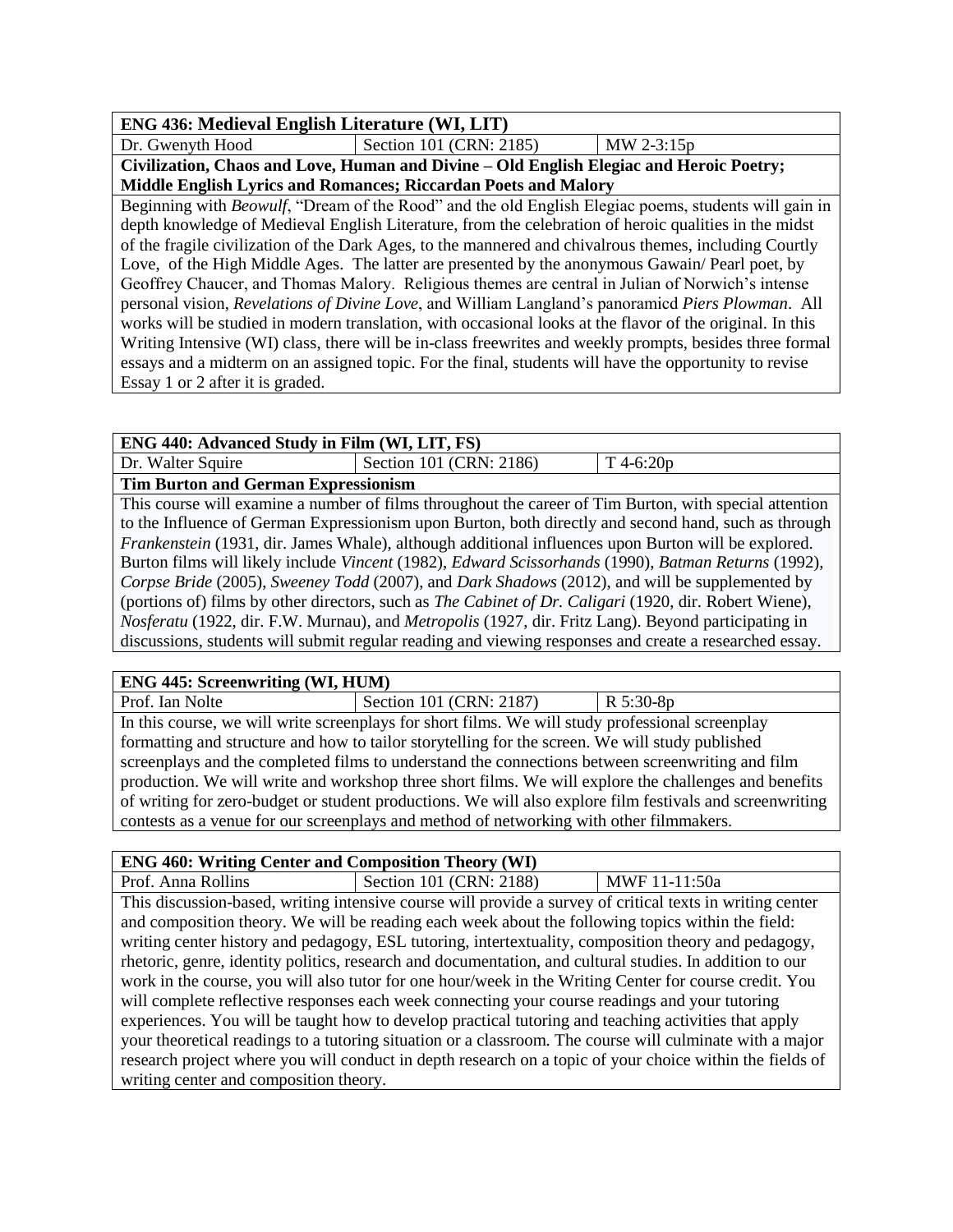| ENG 436: Medieval English Literature (WI, LIT) | | |
|---|---|---|
| Dr. Gwenyth Hood | Section 101 (CRN: 2185) | MW 2-3:15p |

**Civilization, Chaos and Love, Human and Divine – Old English Elegiac and Heroic Poetry; Middle English Lyrics and Romances; Riccardan Poets and Malory**

Beginning with *Beowulf*, "Dream of the Rood" and the old English Elegiac poems, students will gain in depth knowledge of Medieval English Literature, from the celebration of heroic qualities in the midst of the fragile civilization of the Dark Ages, to the mannered and chivalrous themes, including Courtly Love, of the High Middle Ages. The latter are presented by the anonymous Gawain/ Pearl poet, by Geoffrey Chaucer, and Thomas Malory. Religious themes are central in Julian of Norwich's intense personal vision, *Revelations of Divine Love*, and William Langland's panoramicd *Piers Plowman*. All works will be studied in modern translation, with occasional looks at the flavor of the original. In this Writing Intensive (WI) class, there will be in-class freewrites and weekly prompts, besides three formal essays and a midterm on an assigned topic. For the final, students will have the opportunity to revise Essay 1 or 2 after it is graded.

| ENG 440: Advanced Study in Film (WI, LIT, FS) | | |
|---|---|---|
| Dr. Walter Squire | Section 101 (CRN: 2186) | T 4-6:20p |

**Tim Burton and German Expressionism**

This course will examine a number of films throughout the career of Tim Burton, with special attention to the Influence of German Expressionism upon Burton, both directly and second hand, such as through *Frankenstein* (1931, dir. James Whale), although additional influences upon Burton will be explored. Burton films will likely include *Vincent* (1982), *Edward Scissorhands* (1990), *Batman Returns* (1992), *Corpse Bride* (2005), *Sweeney Todd* (2007), and *Dark Shadows* (2012), and will be supplemented by (portions of) films by other directors, such as *The Cabinet of Dr. Caligari* (1920, dir. Robert Wiene), *Nosferatu* (1922, dir. F.W. Murnau), and *Metropolis* (1927, dir. Fritz Lang). Beyond participating in discussions, students will submit regular reading and viewing responses and create a researched essay.

| ENG 445: Screenwriting (WI, HUM) | | |
|---|---|---|
| Prof. Ian Nolte | Section 101 (CRN: 2187) | R 5:30-8p |

In this course, we will write screenplays for short films. We will study professional screenplay formatting and structure and how to tailor storytelling for the screen. We will study published screenplays and the completed films to understand the connections between screenwriting and film production. We will write and workshop three short films. We will explore the challenges and benefits of writing for zero-budget or student productions. We will also explore film festivals and screenwriting contests as a venue for our screenplays and method of networking with other filmmakers.

| ENG 460: Writing Center and Composition Theory (WI) | | |
|---|---|---|
| Prof. Anna Rollins | Section 101 (CRN: 2188) | MWF 11-11:50a |

This discussion-based, writing intensive course will provide a survey of critical texts in writing center and composition theory. We will be reading each week about the following topics within the field: writing center history and pedagogy, ESL tutoring, intertextuality, composition theory and pedagogy, rhetoric, genre, identity politics, research and documentation, and cultural studies. In addition to our work in the course, you will also tutor for one hour/week in the Writing Center for course credit. You will complete reflective responses each week connecting your course readings and your tutoring experiences. You will be taught how to develop practical tutoring and teaching activities that apply your theoretical readings to a tutoring situation or a classroom. The course will culminate with a major research project where you will conduct in depth research on a topic of your choice within the fields of writing center and composition theory.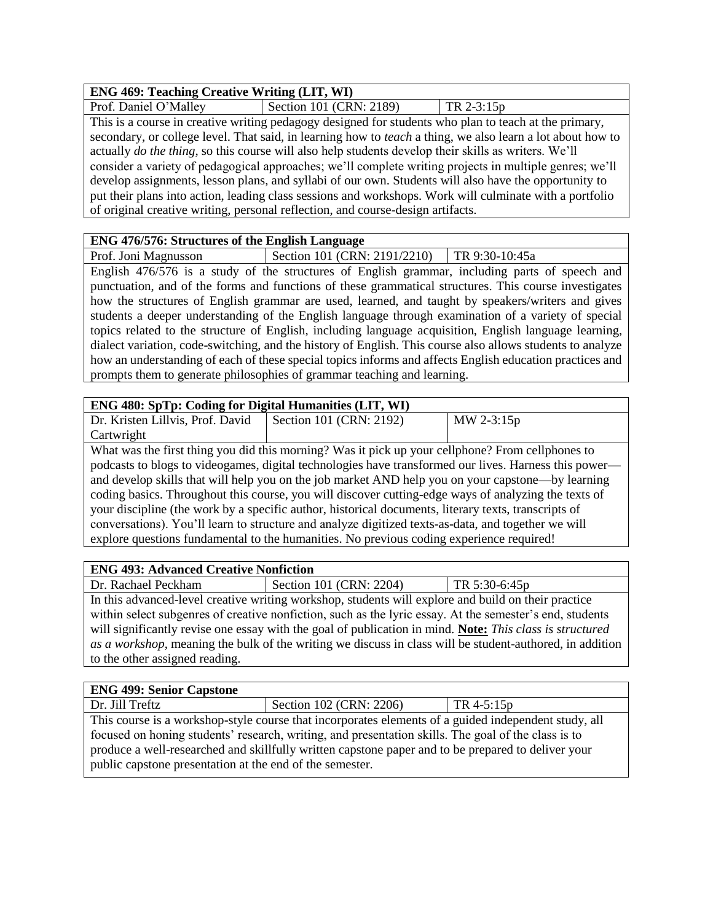| ENG 469: Teaching Creative Writing (LIT, WI) | | |
|---|---|---|
| Prof. Daniel O'Malley | Section 101 (CRN: 2189) | TR 2-3:15p |

This is a course in creative writing pedagogy designed for students who plan to teach at the primary, secondary, or college level. That said, in learning how to *teach* a thing, we also learn a lot about how to actually *do the thing*, so this course will also help students develop their skills as writers. We'll consider a variety of pedagogical approaches; we'll complete writing projects in multiple genres; we'll develop assignments, lesson plans, and syllabi of our own. Students will also have the opportunity to put their plans into action, leading class sessions and workshops. Work will culminate with a portfolio of original creative writing, personal reflection, and course-design artifacts.

| ENG 476/576: Structures of the English Language | | |
|---|---|---|
| Prof. Joni Magnusson | Section 101 (CRN: 2191/2210) | TR 9:30-10:45a |

English 476/576 is a study of the structures of English grammar, including parts of speech and punctuation, and of the forms and functions of these grammatical structures. This course investigates how the structures of English grammar are used, learned, and taught by speakers/writers and gives students a deeper understanding of the English language through examination of a variety of special topics related to the structure of English, including language acquisition, English language learning, dialect variation, code-switching, and the history of English. This course also allows students to analyze how an understanding of each of these special topics informs and affects English education practices and prompts them to generate philosophies of grammar teaching and learning.

| ENG 480: SpTp: Coding for Digital Humanities (LIT, WI) | | |
|---|---|---|
| Dr. Kristen Lillvis, Prof. David Cartwright | Section 101 (CRN: 2192) | MW 2-3:15p |

What was the first thing you did this morning? Was it pick up your cellphone? From cellphones to podcasts to blogs to videogames, digital technologies have transformed our lives. Harness this power—and develop skills that will help you on the job market AND help you on your capstone—by learning coding basics. Throughout this course, you will discover cutting-edge ways of analyzing the texts of your discipline (the work by a specific author, historical documents, literary texts, transcripts of conversations). You'll learn to structure and analyze digitized texts-as-data, and together we will explore questions fundamental to the humanities. No previous coding experience required!

| ENG 493: Advanced Creative Nonfiction | | |
|---|---|---|
| Dr. Rachael Peckham | Section 101 (CRN: 2204) | TR 5:30-6:45p |

In this advanced-level creative writing workshop, students will explore and build on their practice within select subgenres of creative nonfiction, such as the lyric essay. At the semester's end, students will significantly revise one essay with the goal of publication in mind. **Note:** *This class is structured as a workshop*, meaning the bulk of the writing we discuss in class will be student-authored, in addition to the other assigned reading.

| ENG 499: Senior Capstone | | |
|---|---|---|
| Dr. Jill Treftz | Section 102 (CRN: 2206) | TR 4-5:15p |

This course is a workshop-style course that incorporates elements of a guided independent study, all focused on honing students' research, writing, and presentation skills. The goal of the class is to produce a well-researched and skillfully written capstone paper and to be prepared to deliver your public capstone presentation at the end of the semester.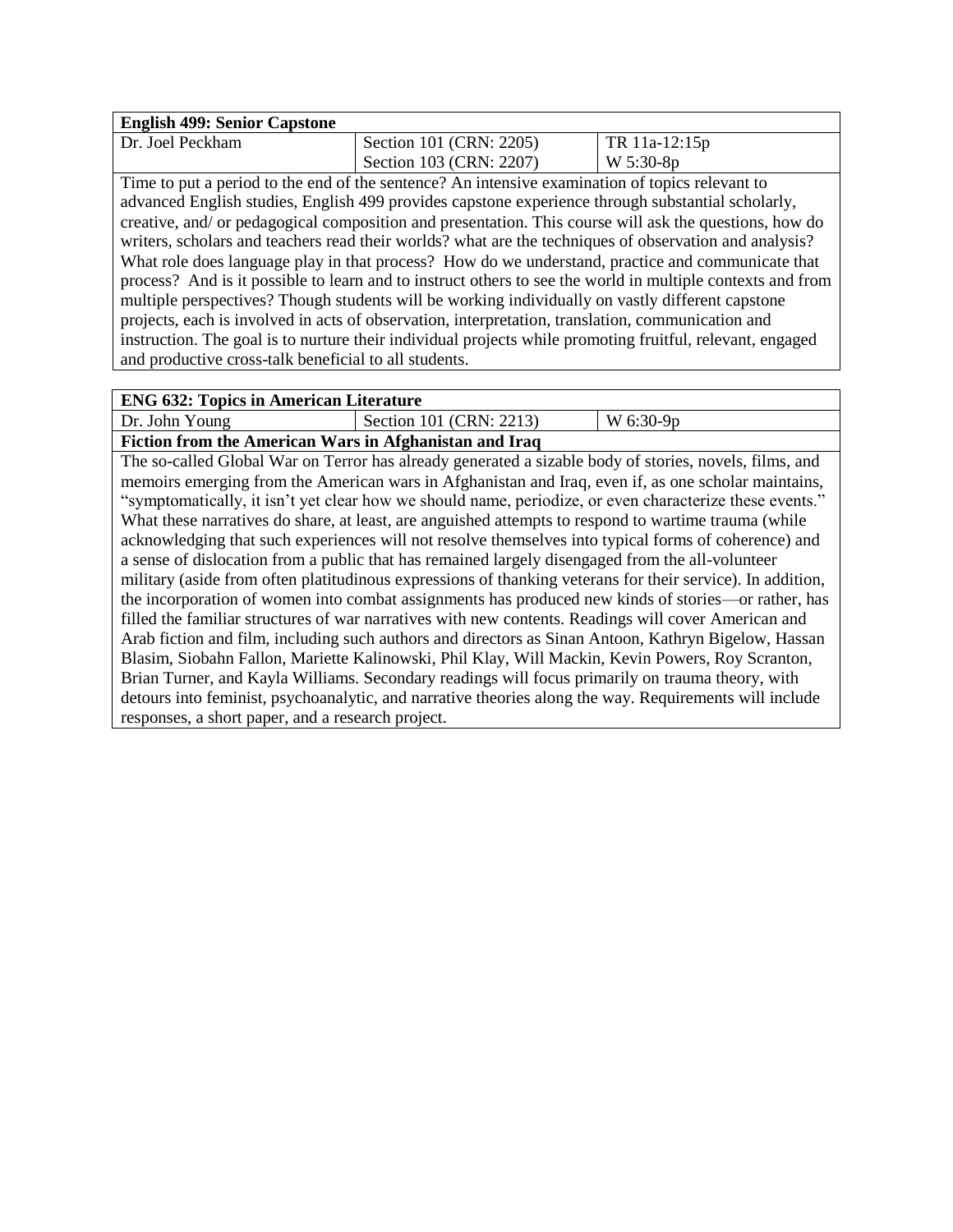| **English 499: Senior Capstone** | | |
|---|---|---|
| Dr. Joel Peckham | Section 101 (CRN: 2205)<br>Section 103 (CRN: 2207) | TR 11a-12:15p<br>W 5:30-8p |

Time to put a period to the end of the sentence? An intensive examination of topics relevant to advanced English studies, English 499 provides capstone experience through substantial scholarly, creative, and/ or pedagogical composition and presentation. This course will ask the questions, how do writers, scholars and teachers read their worlds? what are the techniques of observation and analysis? What role does language play in that process? How do we understand, practice and communicate that process? And is it possible to learn and to instruct others to see the world in multiple contexts and from multiple perspectives? Though students will be working individually on vastly different capstone projects, each is involved in acts of observation, interpretation, translation, communication and instruction. The goal is to nurture their individual projects while promoting fruitful, relevant, engaged and productive cross-talk beneficial to all students.

| **ENG 632: Topics in American Literature** | | |
|---|---|---|
| Dr. John Young | Section 101 (CRN: 2213) | W 6:30-9p |

**Fiction from the American Wars in Afghanistan and Iraq**

The so-called Global War on Terror has already generated a sizable body of stories, novels, films, and memoirs emerging from the American wars in Afghanistan and Iraq, even if, as one scholar maintains, "symptomatically, it isn't yet clear how we should name, periodize, or even characterize these events." What these narratives do share, at least, are anguished attempts to respond to wartime trauma (while acknowledging that such experiences will not resolve themselves into typical forms of coherence) and a sense of dislocation from a public that has remained largely disengaged from the all-volunteer military (aside from often platitudinous expressions of thanking veterans for their service). In addition, the incorporation of women into combat assignments has produced new kinds of stories—or rather, has filled the familiar structures of war narratives with new contents. Readings will cover American and Arab fiction and film, including such authors and directors as Sinan Antoon, Kathryn Bigelow, Hassan Blasim, Siobahn Fallon, Mariette Kalinowski, Phil Klay, Will Mackin, Kevin Powers, Roy Scranton, Brian Turner, and Kayla Williams. Secondary readings will focus primarily on trauma theory, with detours into feminist, psychoanalytic, and narrative theories along the way. Requirements will include responses, a short paper, and a research project.